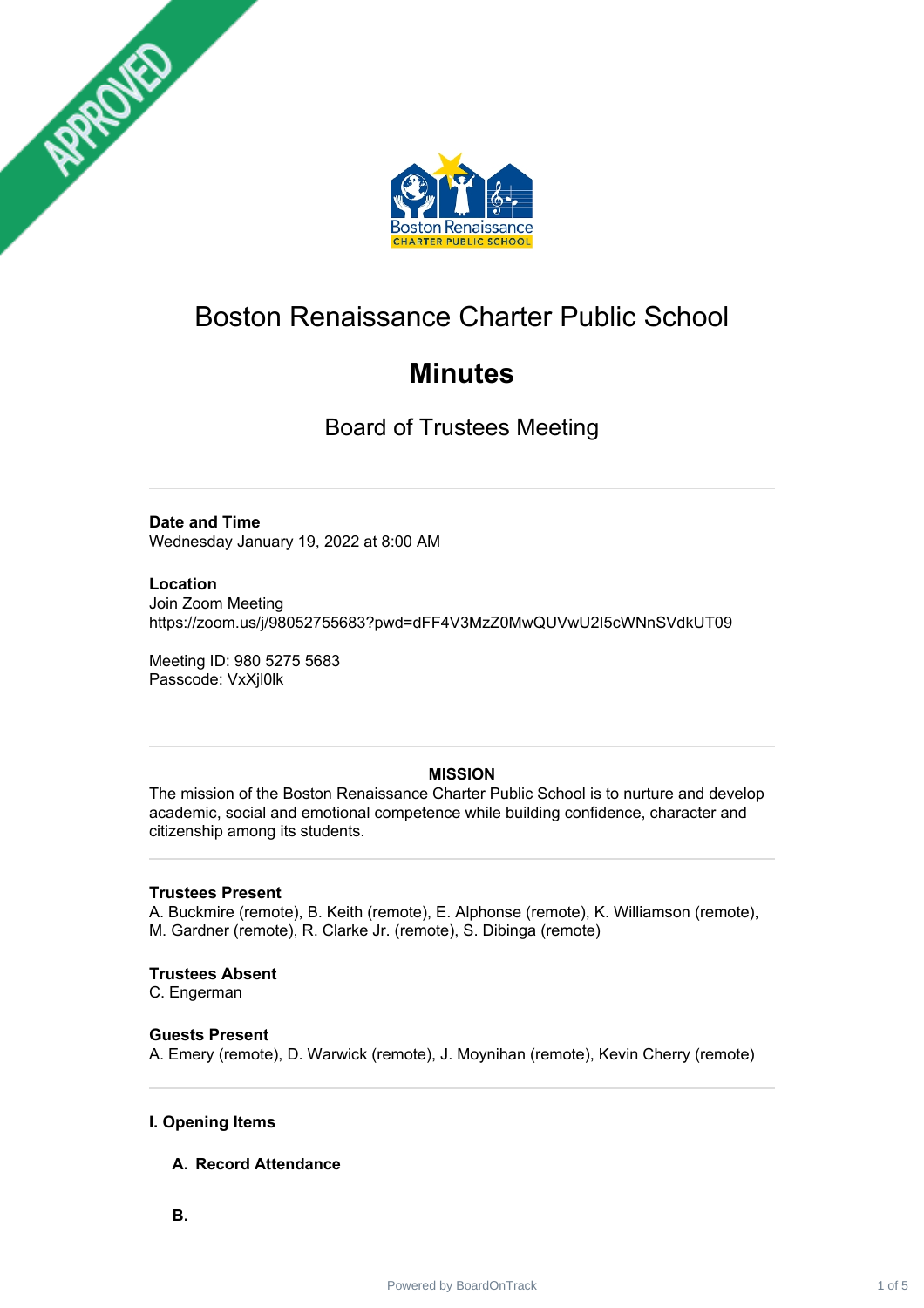# Boston Renaissance Charter Public School

## Minutes

### Board of Trustees Meeting

**Date and Time**
Wednesday January 19, 2022 at 8:00 AM

**Location**
Join Zoom Meeting
https://zoom.us/j/98052755683?pwd=dFF4V3MzZ0MwQUVwU2I5cWNnSVdkUT09

Meeting ID: 980 5275 5683
Passcode: VxXjl0lk

**MISSION**
The mission of the Boston Renaissance Charter Public School is to nurture and develop academic, social and emotional competence while building confidence, character and citizenship among its students.

**Trustees Present**
A. Buckmire (remote), B. Keith (remote), E. Alphonse (remote), K. Williamson (remote), M. Gardner (remote), R. Clarke Jr. (remote), S. Dibinga (remote)

**Trustees Absent**
C. Engerman

**Guests Present**
A. Emery (remote), D. Warwick (remote), J. Moynihan (remote), Kevin Cherry (remote)

**I. Opening Items**

**A. Record Attendance**

**B.**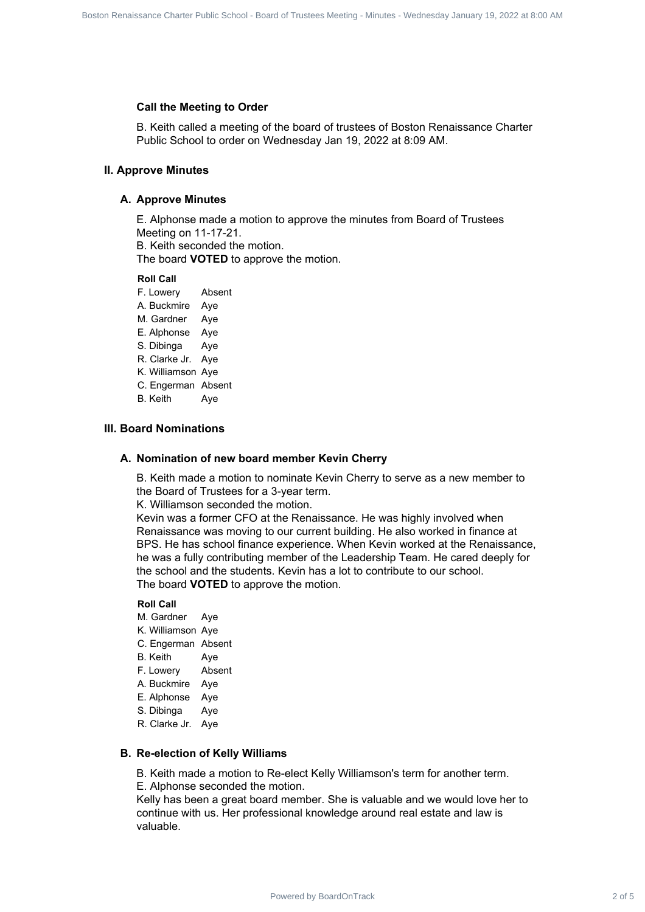### Call the Meeting to Order

B. Keith called a meeting of the board of trustees of Boston Renaissance Charter Public School to order on Wednesday Jan 19, 2022 at 8:09 AM.

## II. Approve Minutes

### A. Approve Minutes

E. Alphonse made a motion to approve the minutes from Board of Trustees Meeting on 11-17-21.
B. Keith seconded the motion.
The board **VOTED** to approve the motion.

**Roll Call**

| | |
|---|---|
| F. Lowery | Absent |
| A. Buckmire | Aye |
| M. Gardner | Aye |
| E. Alphonse | Aye |
| S. Dibinga | Aye |
| R. Clarke Jr. | Aye |
| K. Williamson | Aye |
| C. Engerman | Absent |
| B. Keith | Aye |

## III. Board Nominations

### A. Nomination of new board member Kevin Cherry

B. Keith made a motion to nominate Kevin Cherry to serve as a new member to the Board of Trustees for a 3-year term.
K. Williamson seconded the motion.
Kevin was a former CFO at the Renaissance. He was highly involved when Renaissance was moving to our current building. He also worked in finance at BPS. He has school finance experience. When Kevin worked at the Renaissance, he was a fully contributing member of the Leadership Team. He cared deeply for the school and the students. Kevin has a lot to contribute to our school.
The board **VOTED** to approve the motion.

**Roll Call**

| | |
|---|---|
| M. Gardner | Aye |
| K. Williamson | Aye |
| C. Engerman | Absent |
| B. Keith | Aye |
| F. Lowery | Absent |
| A. Buckmire | Aye |
| E. Alphonse | Aye |
| S. Dibinga | Aye |
| R. Clarke Jr. | Aye |

### B. Re-election of Kelly Williams

B. Keith made a motion to Re-elect Kelly Williamson's term for another term.
E. Alphonse seconded the motion.
Kelly has been a great board member. She is valuable and we would love her to continue with us. Her professional knowledge around real estate and law is valuable.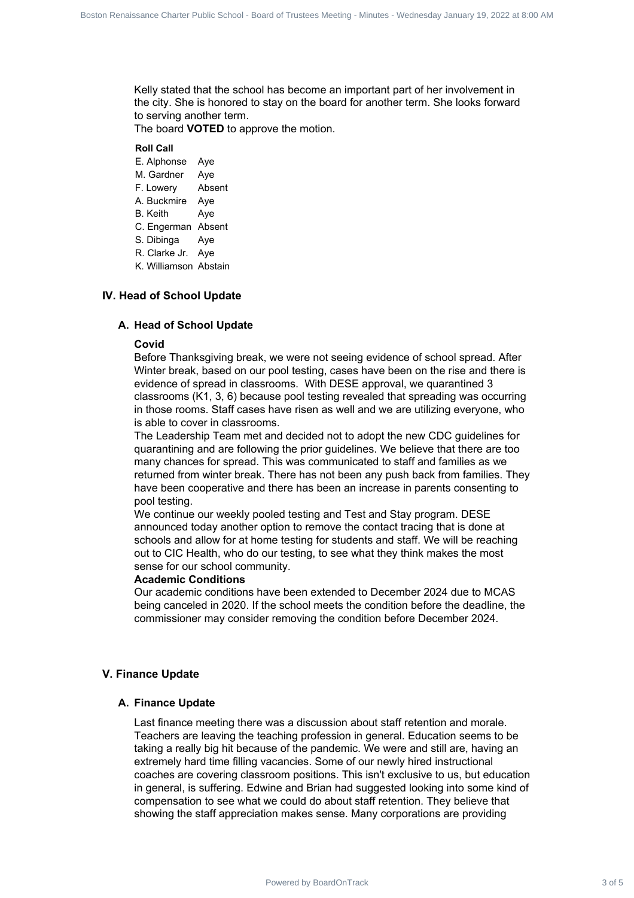Kelly stated that the school has become an important part of her involvement in the city. She is honored to stay on the board for another term. She looks forward to serving another term.

The board **VOTED** to approve the motion.

**Roll Call**

| | |
|---|---|
| E. Alphonse | Aye |
| M. Gardner | Aye |
| F. Lowery | Absent |
| A. Buckmire | Aye |
| B. Keith | Aye |
| C. Engerman | Absent |
| S. Dibinga | Aye |
| R. Clarke Jr. | Aye |
| K. Williamson | Abstain |

## IV. Head of School Update

### A. Head of School Update

**Covid**

Before Thanksgiving break, we were not seeing evidence of school spread. After Winter break, based on our pool testing, cases have been on the rise and there is evidence of spread in classrooms. With DESE approval, we quarantined 3 classrooms (K1, 3, 6) because pool testing revealed that spreading was occurring in those rooms. Staff cases have risen as well and we are utilizing everyone, who is able to cover in classrooms.

The Leadership Team met and decided not to adopt the new CDC guidelines for quarantining and are following the prior guidelines. We believe that there are too many chances for spread. This was communicated to staff and families as we returned from winter break. There has not been any push back from families. They have been cooperative and there has been an increase in parents consenting to pool testing.

We continue our weekly pooled testing and Test and Stay program. DESE announced today another option to remove the contact tracing that is done at schools and allow for at home testing for students and staff. We will be reaching out to CIC Health, who do our testing, to see what they think makes the most sense for our school community.

**Academic Conditions**

Our academic conditions have been extended to December 2024 due to MCAS being canceled in 2020. If the school meets the condition before the deadline, the commissioner may consider removing the condition before December 2024.

## V. Finance Update

### A. Finance Update

Last finance meeting there was a discussion about staff retention and morale. Teachers are leaving the teaching profession in general. Education seems to be taking a really big hit because of the pandemic. We were and still are, having an extremely hard time filling vacancies. Some of our newly hired instructional coaches are covering classroom positions. This isn't exclusive to us, but education in general, is suffering. Edwine and Brian had suggested looking into some kind of compensation to see what we could do about staff retention. They believe that showing the staff appreciation makes sense. Many corporations are providing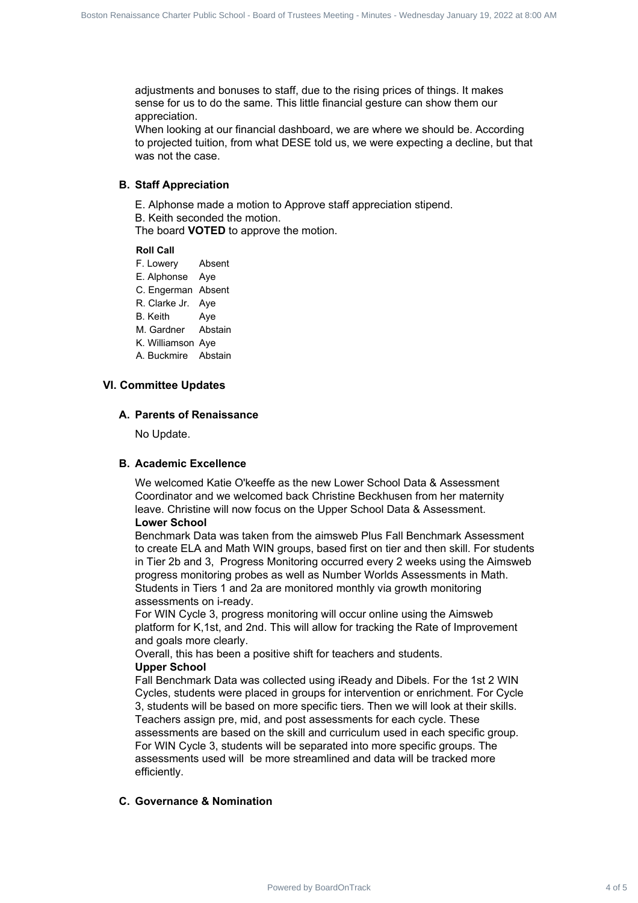adjustments and bonuses to staff, due to the rising prices of things. It makes sense for us to do the same. This little financial gesture can show them our appreciation.
When looking at our financial dashboard, we are where we should be. According to projected tuition, from what DESE told us, we were expecting a decline, but that was not the case.

### B. Staff Appreciation

E. Alphonse made a motion to Approve staff appreciation stipend.
B. Keith seconded the motion.
The board **VOTED** to approve the motion.

**Roll Call**

| | |
|---|---|
| F. Lowery | Absent |
| E. Alphonse | Aye |
| C. Engerman | Absent |
| R. Clarke Jr. | Aye |
| B. Keith | Aye |
| M. Gardner | Abstain |
| K. Williamson | Aye |
| A. Buckmire | Abstain |

## VI. Committee Updates

### A. Parents of Renaissance

No Update.

### B. Academic Excellence

We welcomed Katie O'keeffe as the new Lower School Data & Assessment Coordinator and we welcomed back Christine Beckhusen from her maternity leave. Christine will now focus on the Upper School Data & Assessment.

**Lower School**

Benchmark Data was taken from the aimsweb Plus Fall Benchmark Assessment to create ELA and Math WIN groups, based first on tier and then skill. For students in Tier 2b and 3, Progress Monitoring occurred every 2 weeks using the Aimsweb progress monitoring probes as well as Number Worlds Assessments in Math. Students in Tiers 1 and 2a are monitored monthly via growth monitoring assessments on i-ready.
For WIN Cycle 3, progress monitoring will occur online using the Aimsweb platform for K,1st, and 2nd. This will allow for tracking the Rate of Improvement and goals more clearly.
Overall, this has been a positive shift for teachers and students.

**Upper School**

Fall Benchmark Data was collected using iReady and Dibels. For the 1st 2 WIN Cycles, students were placed in groups for intervention or enrichment. For Cycle 3, students will be based on more specific tiers. Then we will look at their skills. Teachers assign pre, mid, and post assessments for each cycle. These assessments are based on the skill and curriculum used in each specific group. For WIN Cycle 3, students will be separated into more specific groups. The assessments used will be more streamlined and data will be tracked more efficiently.

### C. Governance & Nomination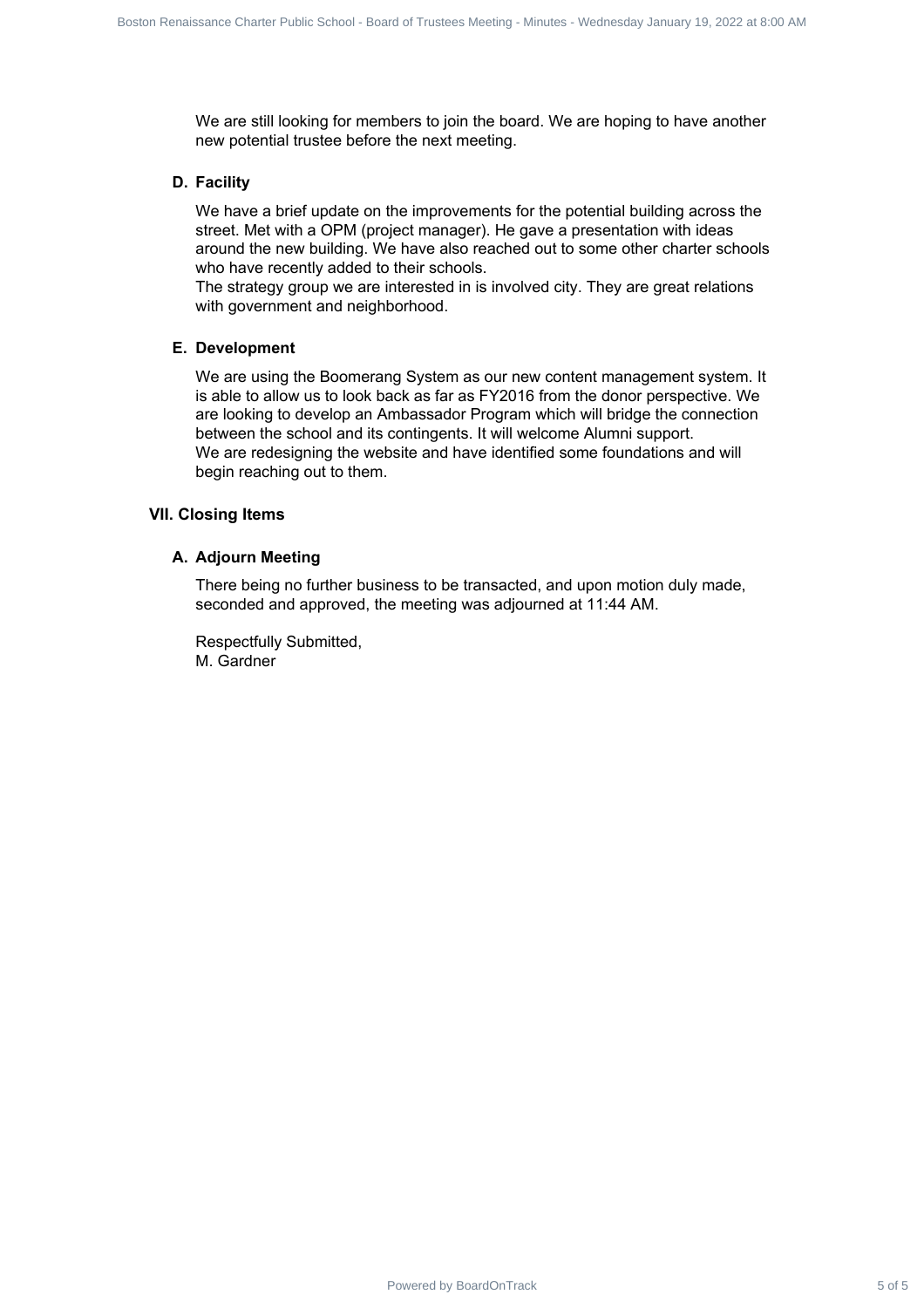We are still looking for members to join the board. We are hoping to have another new potential trustee before the next meeting.

### D. Facility

We have a brief update on the improvements for the potential building across the street. Met with a OPM (project manager). He gave a presentation with ideas around the new building. We have also reached out to some other charter schools who have recently added to their schools.
The strategy group we are interested in is involved city. They are great relations with government and neighborhood.

### E. Development

We are using the Boomerang System as our new content management system. It is able to allow us to look back as far as FY2016 from the donor perspective. We are looking to develop an Ambassador Program which will bridge the connection between the school and its contingents. It will welcome Alumni support.
We are redesigning the website and have identified some foundations and will begin reaching out to them.

## VII. Closing Items

### A. Adjourn Meeting

There being no further business to be transacted, and upon motion duly made, seconded and approved, the meeting was adjourned at 11:44 AM.

Respectfully Submitted,
M. Gardner